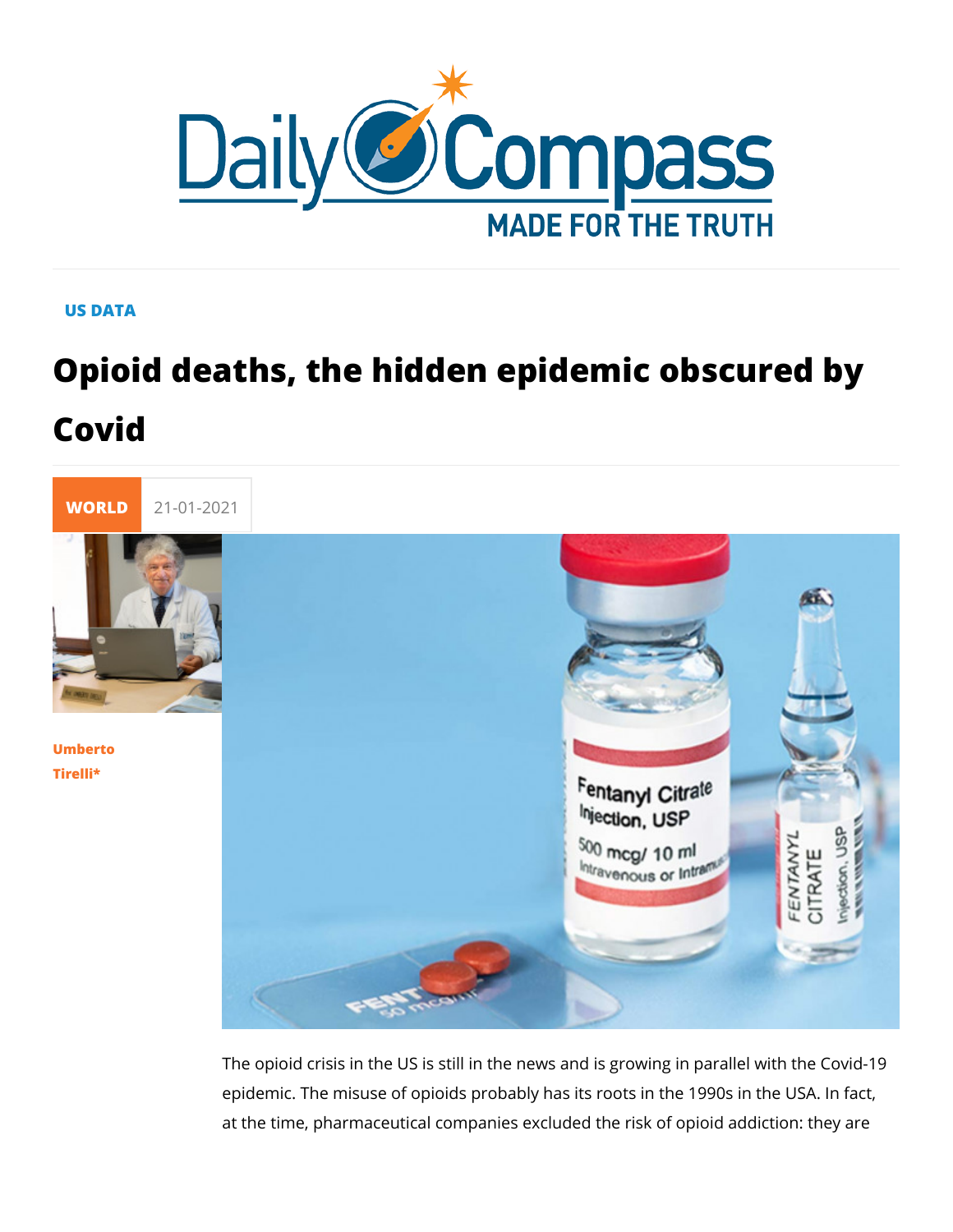US DATA

# Opioid deaths, the hidden epidemic obscured by Covid

WORLD 21-01-2021

Umberto Tirelli*

The opioid crisis in the US is still in the news and is growing in parallel with the Covid-19 epidemic. The misuse of opioids probably has its roots in the 1990s in the USA. In fact, at the time, pharmaceutical companies excluded the risk of opioid addiction: they are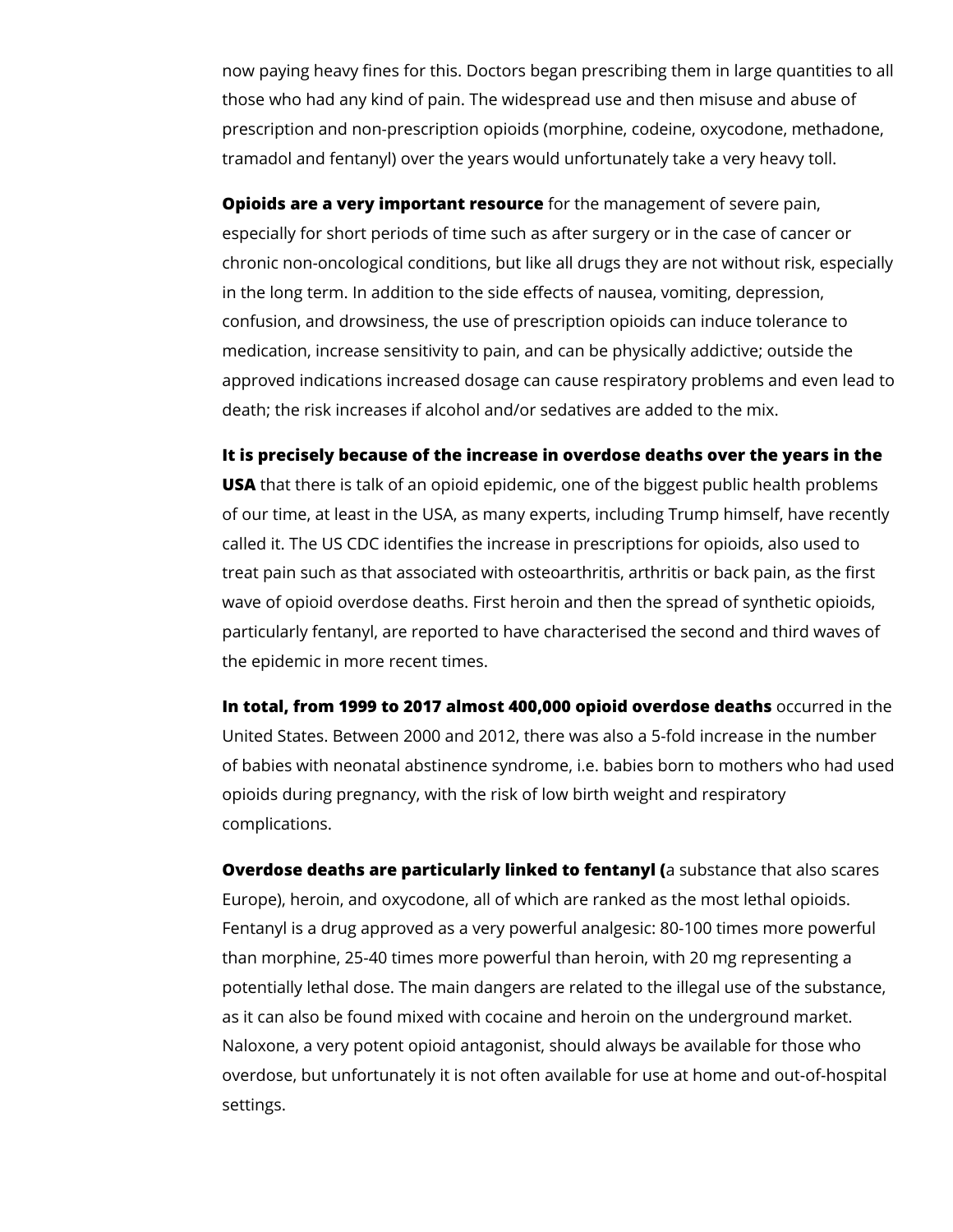now paying heavy fines for this. Doctors began prescribing them in large quantities to all those who had any kind of pain. The widespread use and then misuse and abuse of prescription and non-prescription opioids (morphine, codeine, oxycodone, methadone, tramadol and fentanyl) over the years would unfortunately take a very heavy toll.

**Opioids are a very important resource** for the management of severe pain, especially for short periods of time such as after surgery or in the case of cancer or chronic non-oncological conditions, but like all drugs they are not without risk, especially in the long term. In addition to the side effects of nausea, vomiting, depression, confusion, and drowsiness, the use of prescription opioids can induce tolerance to medication, increase sensitivity to pain, and can be physically addictive; outside the approved indications increased dosage can cause respiratory problems and even lead to death; the risk increases if alcohol and/or sedatives are added to the mix.

**It is precisely because of the increase in overdose deaths over the years in the USA** that there is talk of an opioid epidemic, one of the biggest public health problems of our time, at least in the USA, as many experts, including Trump himself, have recently called it. The US CDC identifies the increase in prescriptions for opioids, also used to treat pain such as that associated with osteoarthritis, arthritis or back pain, as the first wave of opioid overdose deaths. First heroin and then the spread of synthetic opioids, particularly fentanyl, are reported to have characterised the second and third waves of the epidemic in more recent times.

**In total, from 1999 to 2017 almost 400,000 opioid overdose deaths** occurred in the United States. Between 2000 and 2012, there was also a 5-fold increase in the number of babies with neonatal abstinence syndrome, i.e. babies born to mothers who had used opioids during pregnancy, with the risk of low birth weight and respiratory complications.

**Overdose deaths are particularly linked to fentanyl (**a substance that also scares Europe), heroin, and oxycodone, all of which are ranked as the most lethal opioids. Fentanyl is a drug approved as a very powerful analgesic: 80-100 times more powerful than morphine, 25-40 times more powerful than heroin, with 20 mg representing a potentially lethal dose. The main dangers are related to the illegal use of the substance, as it can also be found mixed with cocaine and heroin on the underground market. Naloxone, a very potent opioid antagonist, should always be available for those who overdose, but unfortunately it is not often available for use at home and out-of-hospital settings.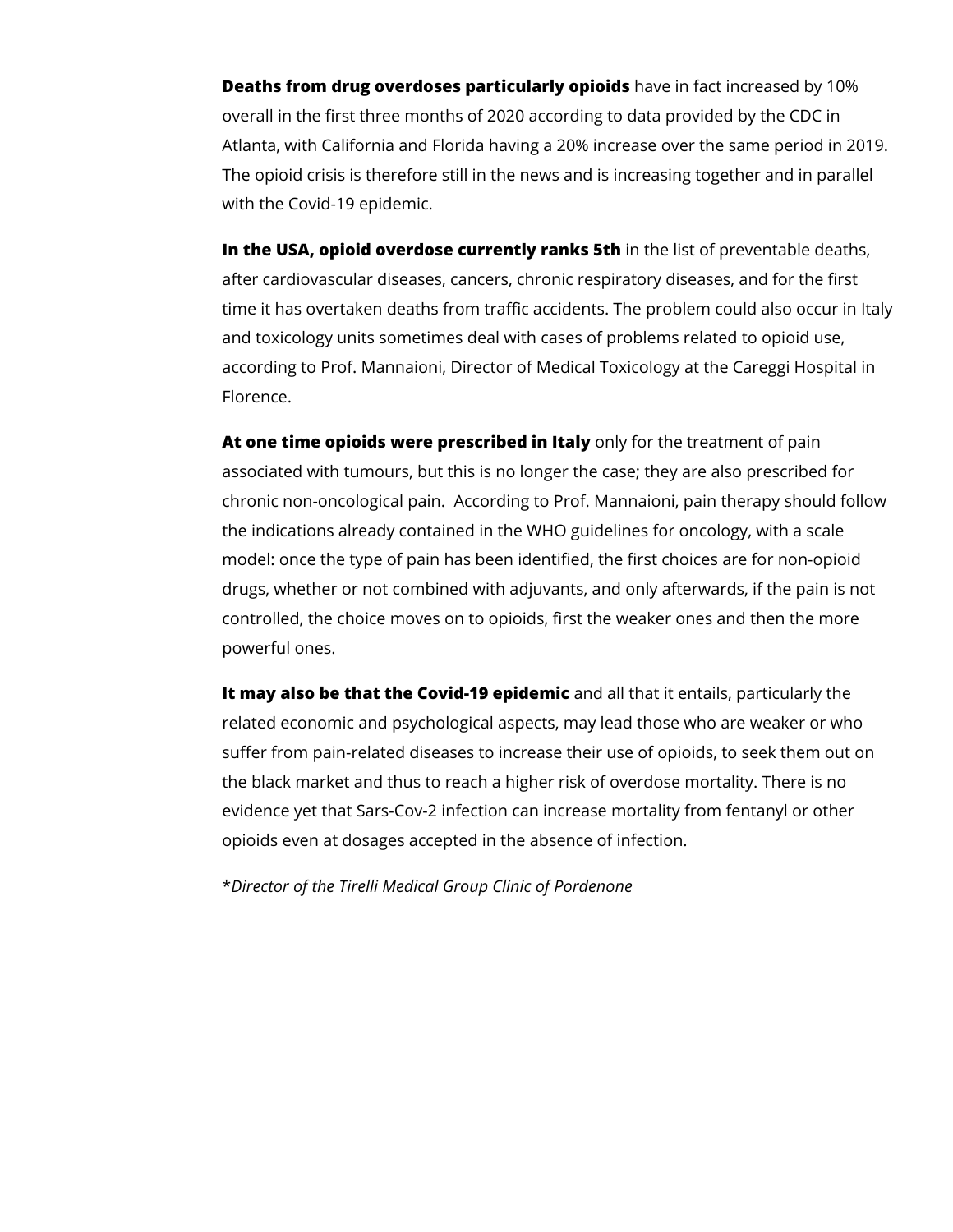**Deaths from drug overdoses particularly opioids** have in fact increased by 10% overall in the first three months of 2020 according to data provided by the CDC in Atlanta, with California and Florida having a 20% increase over the same period in 2019. The opioid crisis is therefore still in the news and is increasing together and in parallel with the Covid-19 epidemic.

**In the USA, opioid overdose currently ranks 5th** in the list of preventable deaths, after cardiovascular diseases, cancers, chronic respiratory diseases, and for the first time it has overtaken deaths from traffic accidents. The problem could also occur in Italy and toxicology units sometimes deal with cases of problems related to opioid use, according to Prof. Mannaioni, Director of Medical Toxicology at the Careggi Hospital in Florence.

**At one time opioids were prescribed in Italy** only for the treatment of pain associated with tumours, but this is no longer the case; they are also prescribed for chronic non-oncological pain. According to Prof. Mannaioni, pain therapy should follow the indications already contained in the WHO guidelines for oncology, with a scale model: once the type of pain has been identified, the first choices are for non-opioid drugs, whether or not combined with adjuvants, and only afterwards, if the pain is not controlled, the choice moves on to opioids, first the weaker ones and then the more powerful ones.

**It may also be that the Covid-19 epidemic** and all that it entails, particularly the related economic and psychological aspects, may lead those who are weaker or who suffer from pain-related diseases to increase their use of opioids, to seek them out on the black market and thus to reach a higher risk of overdose mortality. There is no evidence yet that Sars-Cov-2 infection can increase mortality from fentanyl or other opioids even at dosages accepted in the absence of infection.

*\*Director of the Tirelli Medical Group Clinic of Pordenone*